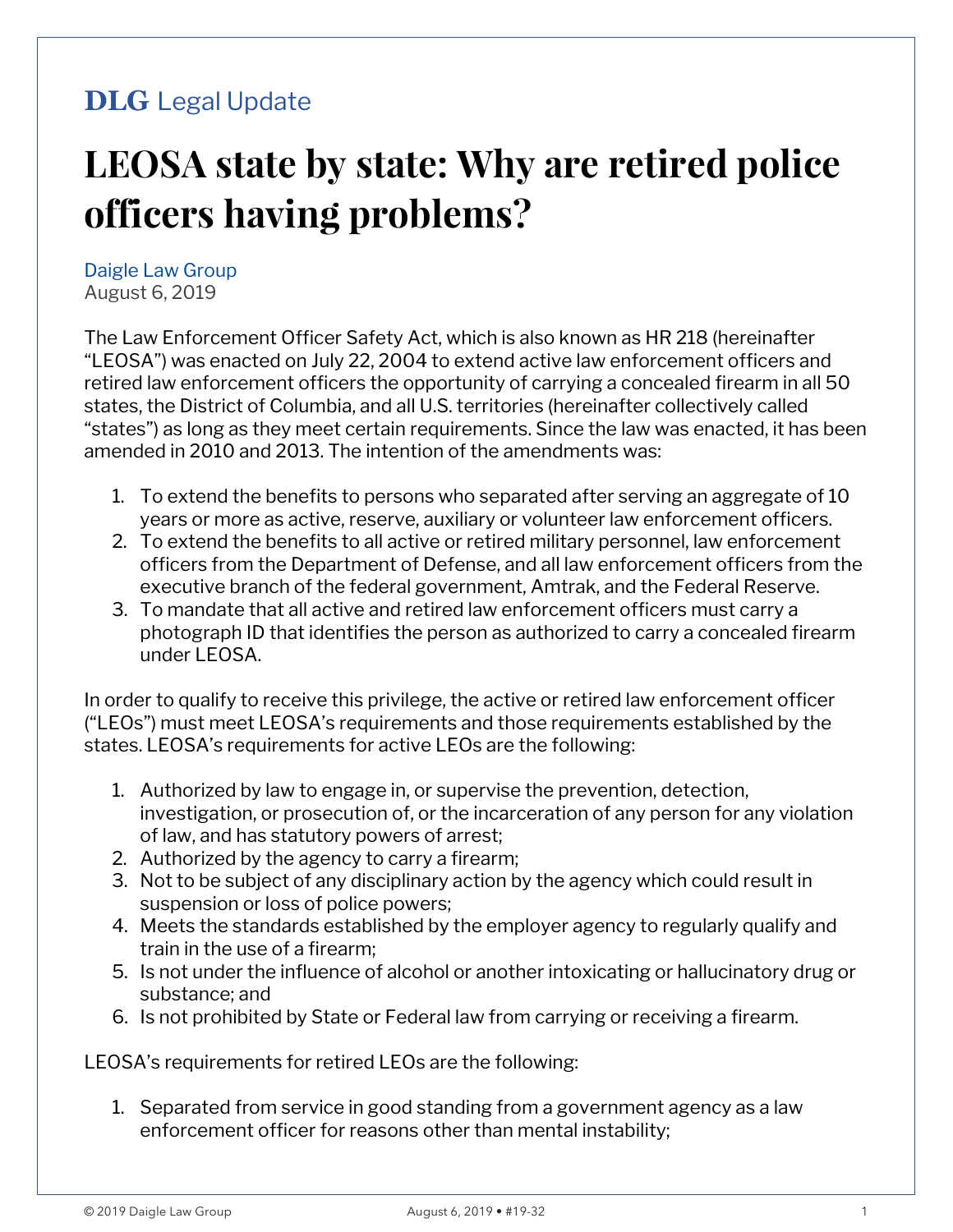**DLG** Legal Update

# LEOSA state by state: Why are retired police officers having problems?

Daigle Law Group
August 6, 2019

The Law Enforcement Officer Safety Act, which is also known as HR 218 (hereinafter "LEOSA") was enacted on July 22, 2004 to extend active law enforcement officers and retired law enforcement officers the opportunity of carrying a concealed firearm in all 50 states, the District of Columbia, and all U.S. territories (hereinafter collectively called "states") as long as they meet certain requirements. Since the law was enacted, it has been amended in 2010 and 2013. The intention of the amendments was:

1. To extend the benefits to persons who separated after serving an aggregate of 10 years or more as active, reserve, auxiliary or volunteer law enforcement officers.
2. To extend the benefits to all active or retired military personnel, law enforcement officers from the Department of Defense, and all law enforcement officers from the executive branch of the federal government, Amtrak, and the Federal Reserve.
3. To mandate that all active and retired law enforcement officers must carry a photograph ID that identifies the person as authorized to carry a concealed firearm under LEOSA.

In order to qualify to receive this privilege, the active or retired law enforcement officer ("LEOs") must meet LEOSA's requirements and those requirements established by the states. LEOSA's requirements for active LEOs are the following:

1. Authorized by law to engage in, or supervise the prevention, detection, investigation, or prosecution of, or the incarceration of any person for any violation of law, and has statutory powers of arrest;
2. Authorized by the agency to carry a firearm;
3. Not to be subject of any disciplinary action by the agency which could result in suspension or loss of police powers;
4. Meets the standards established by the employer agency to regularly qualify and train in the use of a firearm;
5. Is not under the influence of alcohol or another intoxicating or hallucinatory drug or substance; and
6. Is not prohibited by State or Federal law from carrying or receiving a firearm.

LEOSA's requirements for retired LEOs are the following:

1. Separated from service in good standing from a government agency as a law enforcement officer for reasons other than mental instability;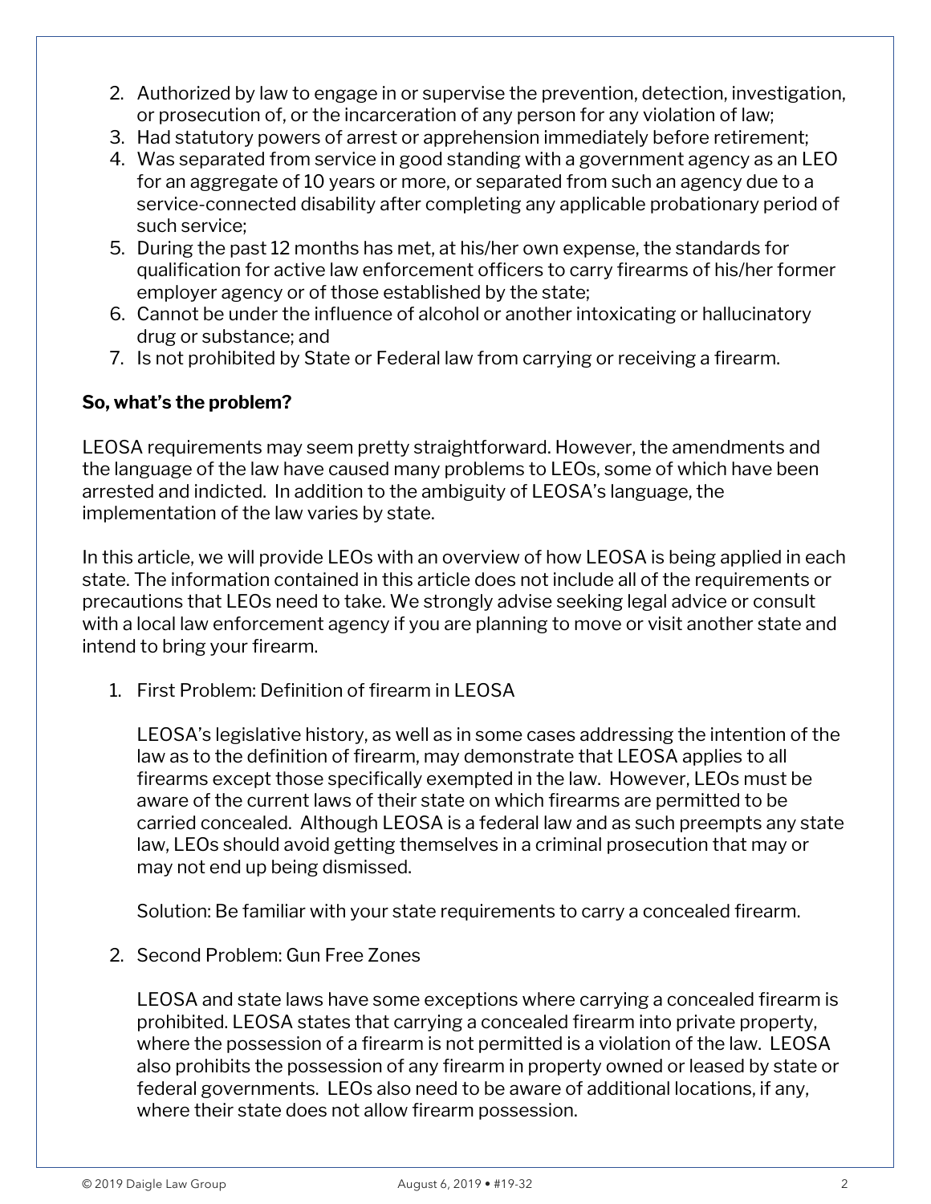2. Authorized by law to engage in or supervise the prevention, detection, investigation, or prosecution of, or the incarceration of any person for any violation of law;
3. Had statutory powers of arrest or apprehension immediately before retirement;
4. Was separated from service in good standing with a government agency as an LEO for an aggregate of 10 years or more, or separated from such an agency due to a service-connected disability after completing any applicable probationary period of such service;
5. During the past 12 months has met, at his/her own expense, the standards for qualification for active law enforcement officers to carry firearms of his/her former employer agency or of those established by the state;
6. Cannot be under the influence of alcohol or another intoxicating or hallucinatory drug or substance; and
7. Is not prohibited by State or Federal law from carrying or receiving a firearm.

**So, what's the problem?**

LEOSA requirements may seem pretty straightforward. However, the amendments and the language of the law have caused many problems to LEOs, some of which have been arrested and indicted. In addition to the ambiguity of LEOSA's language, the implementation of the law varies by state.

In this article, we will provide LEOs with an overview of how LEOSA is being applied in each state. The information contained in this article does not include all of the requirements or precautions that LEOs need to take. We strongly advise seeking legal advice or consult with a local law enforcement agency if you are planning to move or visit another state and intend to bring your firearm.

1. First Problem: Definition of firearm in LEOSA

   LEOSA's legislative history, as well as in some cases addressing the intention of the law as to the definition of firearm, may demonstrate that LEOSA applies to all firearms except those specifically exempted in the law. However, LEOs must be aware of the current laws of their state on which firearms are permitted to be carried concealed. Although LEOSA is a federal law and as such preempts any state law, LEOs should avoid getting themselves in a criminal prosecution that may or may not end up being dismissed.

   Solution: Be familiar with your state requirements to carry a concealed firearm.

2. Second Problem: Gun Free Zones

   LEOSA and state laws have some exceptions where carrying a concealed firearm is prohibited. LEOSA states that carrying a concealed firearm into private property, where the possession of a firearm is not permitted is a violation of the law. LEOSA also prohibits the possession of any firearm in property owned or leased by state or federal governments. LEOs also need to be aware of additional locations, if any, where their state does not allow firearm possession.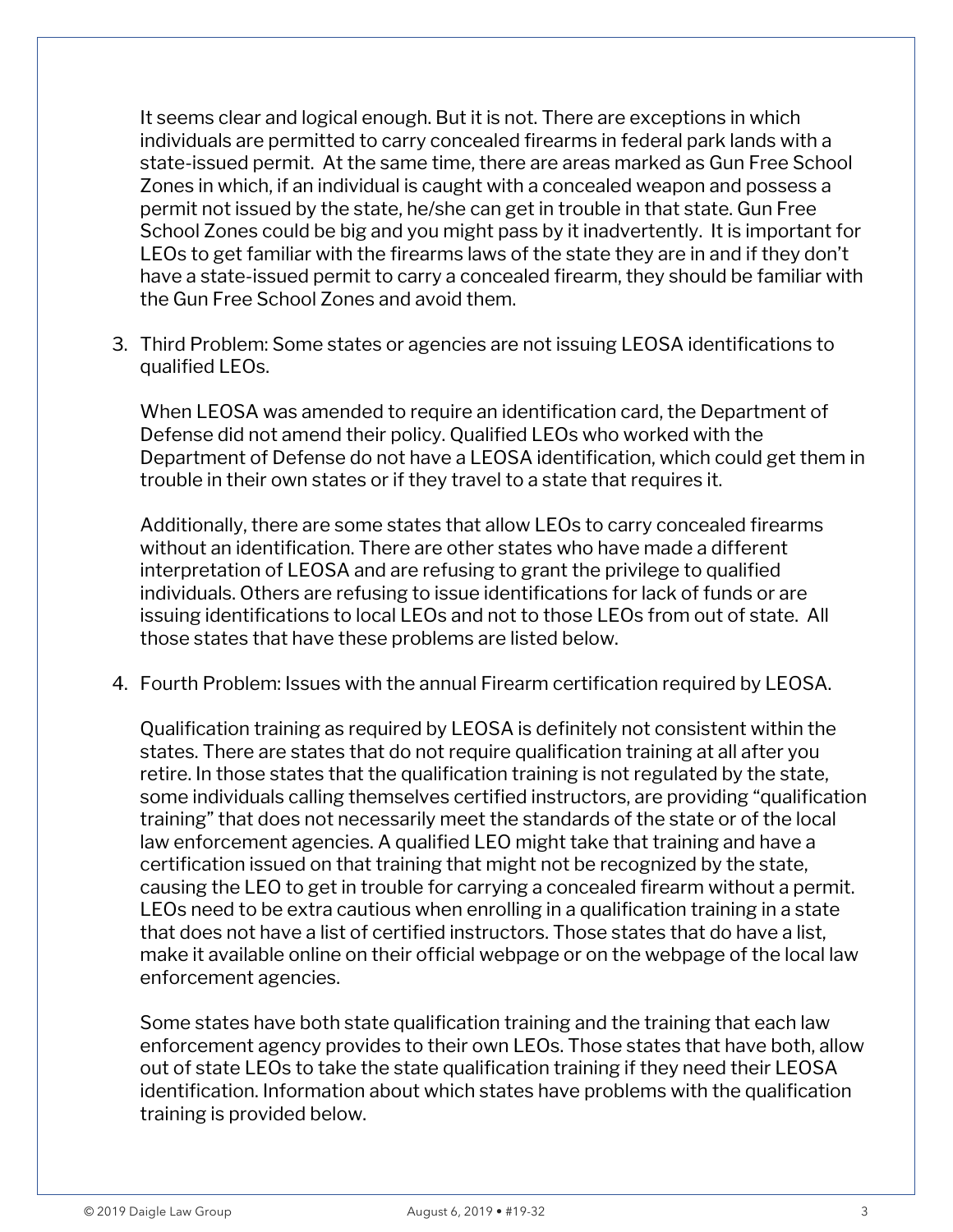It seems clear and logical enough. But it is not. There are exceptions in which individuals are permitted to carry concealed firearms in federal park lands with a state-issued permit. At the same time, there are areas marked as Gun Free School Zones in which, if an individual is caught with a concealed weapon and possess a permit not issued by the state, he/she can get in trouble in that state. Gun Free School Zones could be big and you might pass by it inadvertently. It is important for LEOs to get familiar with the firearms laws of the state they are in and if they don't have a state-issued permit to carry a concealed firearm, they should be familiar with the Gun Free School Zones and avoid them.

3. Third Problem: Some states or agencies are not issuing LEOSA identifications to qualified LEOs.

   When LEOSA was amended to require an identification card, the Department of Defense did not amend their policy. Qualified LEOs who worked with the Department of Defense do not have a LEOSA identification, which could get them in trouble in their own states or if they travel to a state that requires it.

   Additionally, there are some states that allow LEOs to carry concealed firearms without an identification. There are other states who have made a different interpretation of LEOSA and are refusing to grant the privilege to qualified individuals. Others are refusing to issue identifications for lack of funds or are issuing identifications to local LEOs and not to those LEOs from out of state. All those states that have these problems are listed below.

4. Fourth Problem: Issues with the annual Firearm certification required by LEOSA.

   Qualification training as required by LEOSA is definitely not consistent within the states. There are states that do not require qualification training at all after you retire. In those states that the qualification training is not regulated by the state, some individuals calling themselves certified instructors, are providing "qualification training" that does not necessarily meet the standards of the state or of the local law enforcement agencies. A qualified LEO might take that training and have a certification issued on that training that might not be recognized by the state, causing the LEO to get in trouble for carrying a concealed firearm without a permit. LEOs need to be extra cautious when enrolling in a qualification training in a state that does not have a list of certified instructors. Those states that do have a list, make it available online on their official webpage or on the webpage of the local law enforcement agencies.

   Some states have both state qualification training and the training that each law enforcement agency provides to their own LEOs. Those states that have both, allow out of state LEOs to take the state qualification training if they need their LEOSA identification. Information about which states have problems with the qualification training is provided below.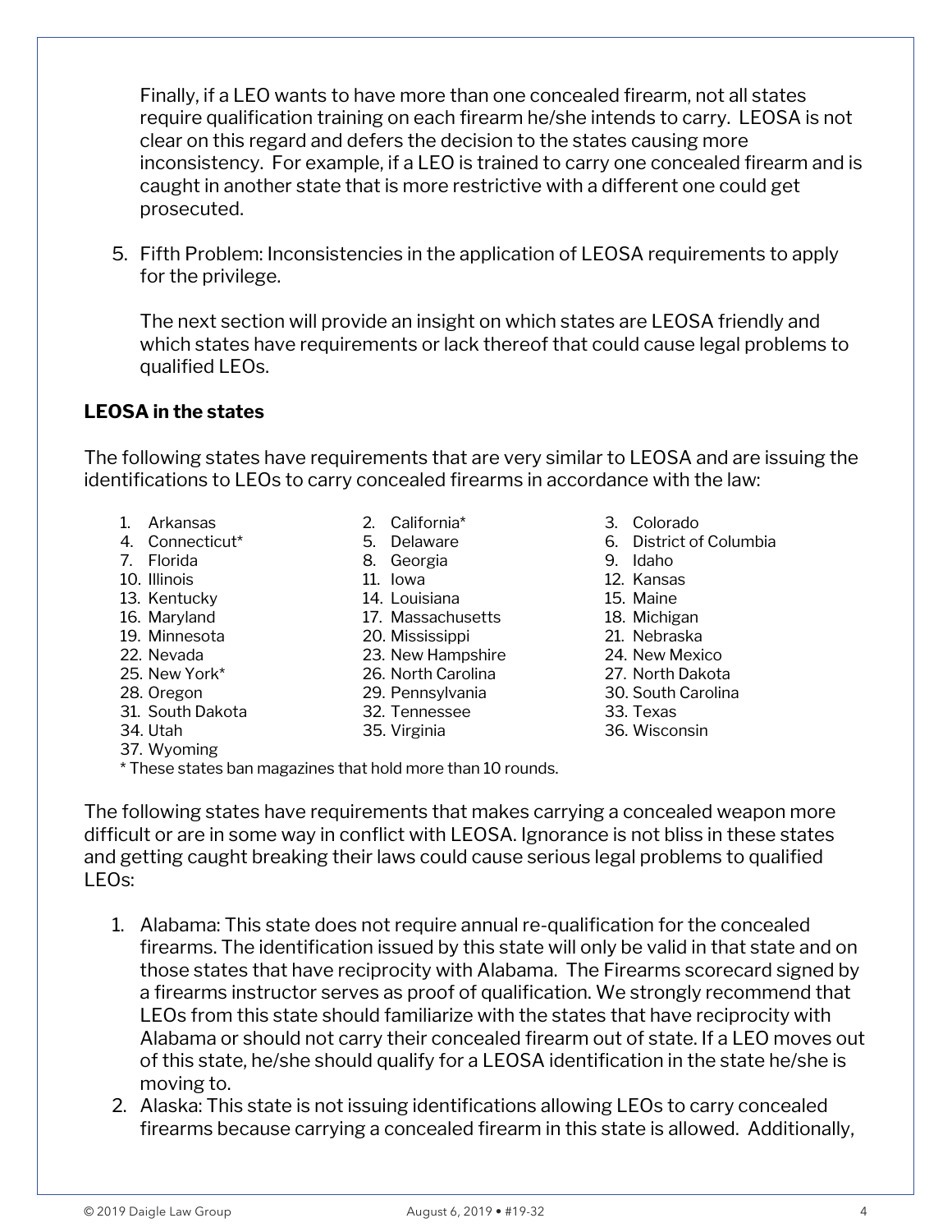Finally, if a LEO wants to have more than one concealed firearm, not all states require qualification training on each firearm he/she intends to carry. LEOSA is not clear on this regard and defers the decision to the states causing more inconsistency. For example, if a LEO is trained to carry one concealed firearm and is caught in another state that is more restrictive with a different one could get prosecuted.

5. Fifth Problem: Inconsistencies in the application of LEOSA requirements to apply for the privilege.

   The next section will provide an insight on which states are LEOSA friendly and which states have requirements or lack thereof that could cause legal problems to qualified LEOs.

**LEOSA in the states**

The following states have requirements that are very similar to LEOSA and are issuing the identifications to LEOs to carry concealed firearms in accordance with the law:

1. Arkansas
2. California*
3. Colorado
4. Connecticut*
5. Delaware
6. District of Columbia
7. Florida
8. Georgia
9. Idaho
10. Illinois
11. Iowa
12. Kansas
13. Kentucky
14. Louisiana
15. Maine
16. Maryland
17. Massachusetts
18. Michigan
19. Minnesota
20. Mississippi
21. Nebraska
22. Nevada
23. New Hampshire
24. New Mexico
25. New York*
26. North Carolina
27. North Dakota
28. Oregon
29. Pennsylvania
30. South Carolina
31. South Dakota
32. Tennessee
33. Texas
34. Utah
35. Virginia
36. Wisconsin
37. Wyoming

\* These states ban magazines that hold more than 10 rounds.

The following states have requirements that makes carrying a concealed weapon more difficult or are in some way in conflict with LEOSA. Ignorance is not bliss in these states and getting caught breaking their laws could cause serious legal problems to qualified LEOs:

1. Alabama: This state does not require annual re-qualification for the concealed firearms. The identification issued by this state will only be valid in that state and on those states that have reciprocity with Alabama. The Firearms scorecard signed by a firearms instructor serves as proof of qualification. We strongly recommend that LEOs from this state should familiarize with the states that have reciprocity with Alabama or should not carry their concealed firearm out of state. If a LEO moves out of this state, he/she should qualify for a LEOSA identification in the state he/she is moving to.
2. Alaska: This state is not issuing identifications allowing LEOs to carry concealed firearms because carrying a concealed firearm in this state is allowed. Additionally,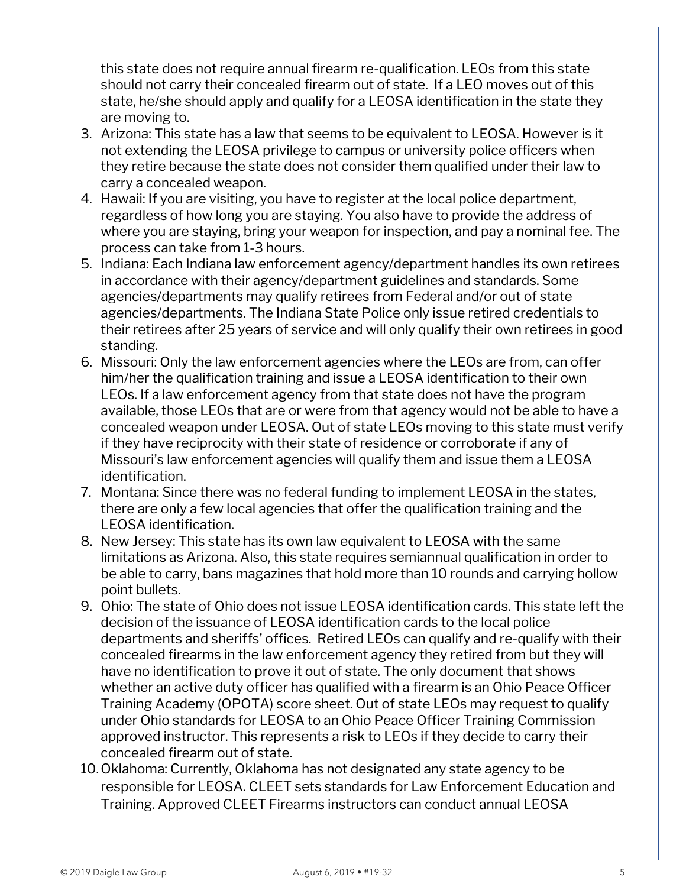this state does not require annual firearm re-qualification. LEOs from this state should not carry their concealed firearm out of state. If a LEO moves out of this state, he/she should apply and qualify for a LEOSA identification in the state they are moving to.

3. Arizona: This state has a law that seems to be equivalent to LEOSA. However is it not extending the LEOSA privilege to campus or university police officers when they retire because the state does not consider them qualified under their law to carry a concealed weapon.
4. Hawaii: If you are visiting, you have to register at the local police department, regardless of how long you are staying. You also have to provide the address of where you are staying, bring your weapon for inspection, and pay a nominal fee. The process can take from 1-3 hours.
5. Indiana: Each Indiana law enforcement agency/department handles its own retirees in accordance with their agency/department guidelines and standards. Some agencies/departments may qualify retirees from Federal and/or out of state agencies/departments. The Indiana State Police only issue retired credentials to their retirees after 25 years of service and will only qualify their own retirees in good standing.
6. Missouri: Only the law enforcement agencies where the LEOs are from, can offer him/her the qualification training and issue a LEOSA identification to their own LEOs. If a law enforcement agency from that state does not have the program available, those LEOs that are or were from that agency would not be able to have a concealed weapon under LEOSA. Out of state LEOs moving to this state must verify if they have reciprocity with their state of residence or corroborate if any of Missouri's law enforcement agencies will qualify them and issue them a LEOSA identification.
7. Montana: Since there was no federal funding to implement LEOSA in the states, there are only a few local agencies that offer the qualification training and the LEOSA identification.
8. New Jersey: This state has its own law equivalent to LEOSA with the same limitations as Arizona. Also, this state requires semiannual qualification in order to be able to carry, bans magazines that hold more than 10 rounds and carrying hollow point bullets.
9. Ohio: The state of Ohio does not issue LEOSA identification cards. This state left the decision of the issuance of LEOSA identification cards to the local police departments and sheriffs' offices. Retired LEOs can qualify and re-qualify with their concealed firearms in the law enforcement agency they retired from but they will have no identification to prove it out of state. The only document that shows whether an active duty officer has qualified with a firearm is an Ohio Peace Officer Training Academy (OPOTA) score sheet. Out of state LEOs may request to qualify under Ohio standards for LEOSA to an Ohio Peace Officer Training Commission approved instructor. This represents a risk to LEOs if they decide to carry their concealed firearm out of state.
10. Oklahoma: Currently, Oklahoma has not designated any state agency to be responsible for LEOSA. CLEET sets standards for Law Enforcement Education and Training. Approved CLEET Firearms instructors can conduct annual LEOSA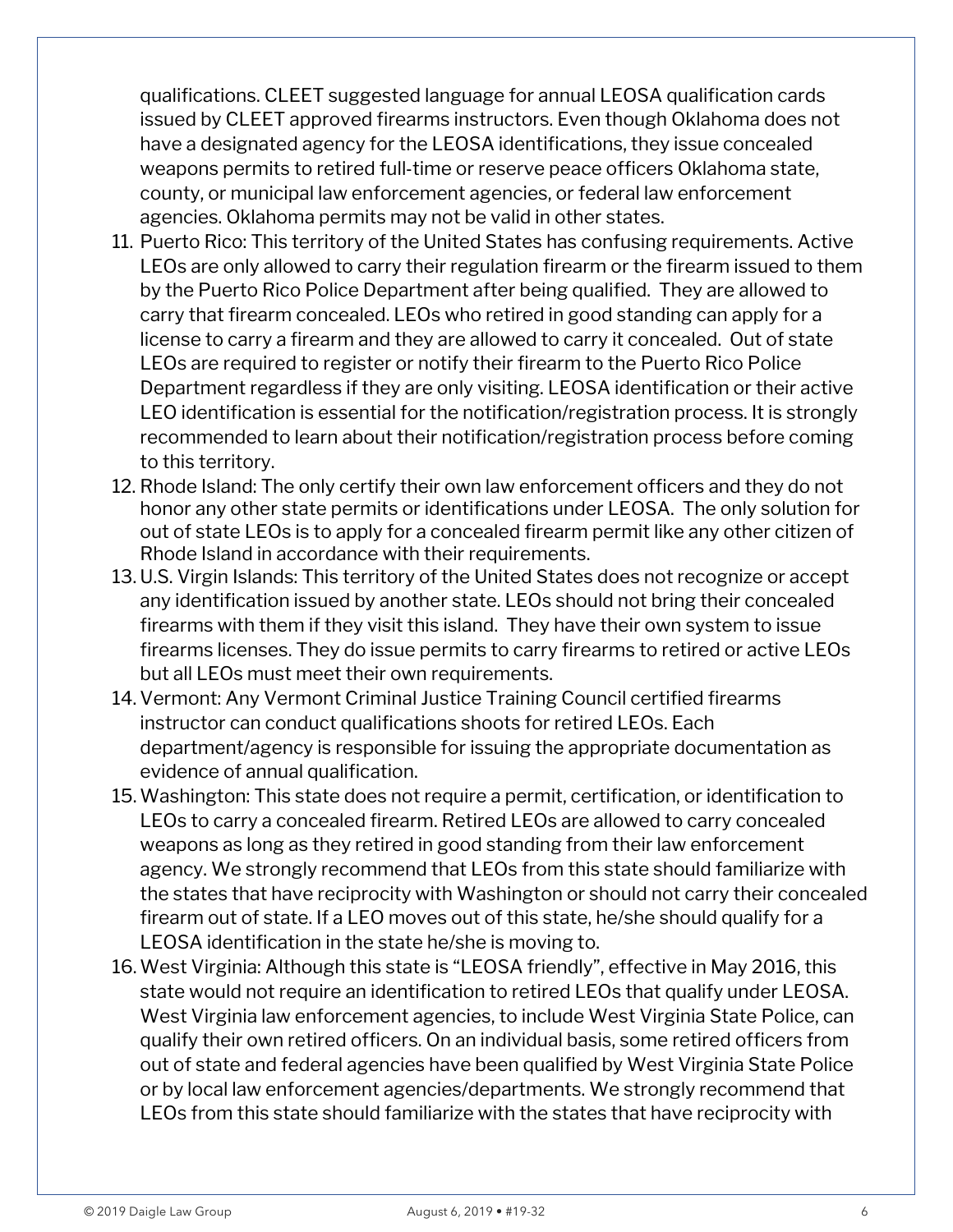qualifications. CLEET suggested language for annual LEOSA qualification cards issued by CLEET approved firearms instructors. Even though Oklahoma does not have a designated agency for the LEOSA identifications, they issue concealed weapons permits to retired full-time or reserve peace officers Oklahoma state, county, or municipal law enforcement agencies, or federal law enforcement agencies. Oklahoma permits may not be valid in other states.

11. Puerto Rico: This territory of the United States has confusing requirements. Active LEOs are only allowed to carry their regulation firearm or the firearm issued to them by the Puerto Rico Police Department after being qualified. They are allowed to carry that firearm concealed. LEOs who retired in good standing can apply for a license to carry a firearm and they are allowed to carry it concealed. Out of state LEOs are required to register or notify their firearm to the Puerto Rico Police Department regardless if they are only visiting. LEOSA identification or their active LEO identification is essential for the notification/registration process. It is strongly recommended to learn about their notification/registration process before coming to this territory.
12. Rhode Island: The only certify their own law enforcement officers and they do not honor any other state permits or identifications under LEOSA. The only solution for out of state LEOs is to apply for a concealed firearm permit like any other citizen of Rhode Island in accordance with their requirements.
13. U.S. Virgin Islands: This territory of the United States does not recognize or accept any identification issued by another state. LEOs should not bring their concealed firearms with them if they visit this island. They have their own system to issue firearms licenses. They do issue permits to carry firearms to retired or active LEOs but all LEOs must meet their own requirements.
14. Vermont: Any Vermont Criminal Justice Training Council certified firearms instructor can conduct qualifications shoots for retired LEOs. Each department/agency is responsible for issuing the appropriate documentation as evidence of annual qualification.
15. Washington: This state does not require a permit, certification, or identification to LEOs to carry a concealed firearm. Retired LEOs are allowed to carry concealed weapons as long as they retired in good standing from their law enforcement agency. We strongly recommend that LEOs from this state should familiarize with the states that have reciprocity with Washington or should not carry their concealed firearm out of state. If a LEO moves out of this state, he/she should qualify for a LEOSA identification in the state he/she is moving to.
16. West Virginia: Although this state is "LEOSA friendly", effective in May 2016, this state would not require an identification to retired LEOs that qualify under LEOSA. West Virginia law enforcement agencies, to include West Virginia State Police, can qualify their own retired officers. On an individual basis, some retired officers from out of state and federal agencies have been qualified by West Virginia State Police or by local law enforcement agencies/departments. We strongly recommend that LEOs from this state should familiarize with the states that have reciprocity with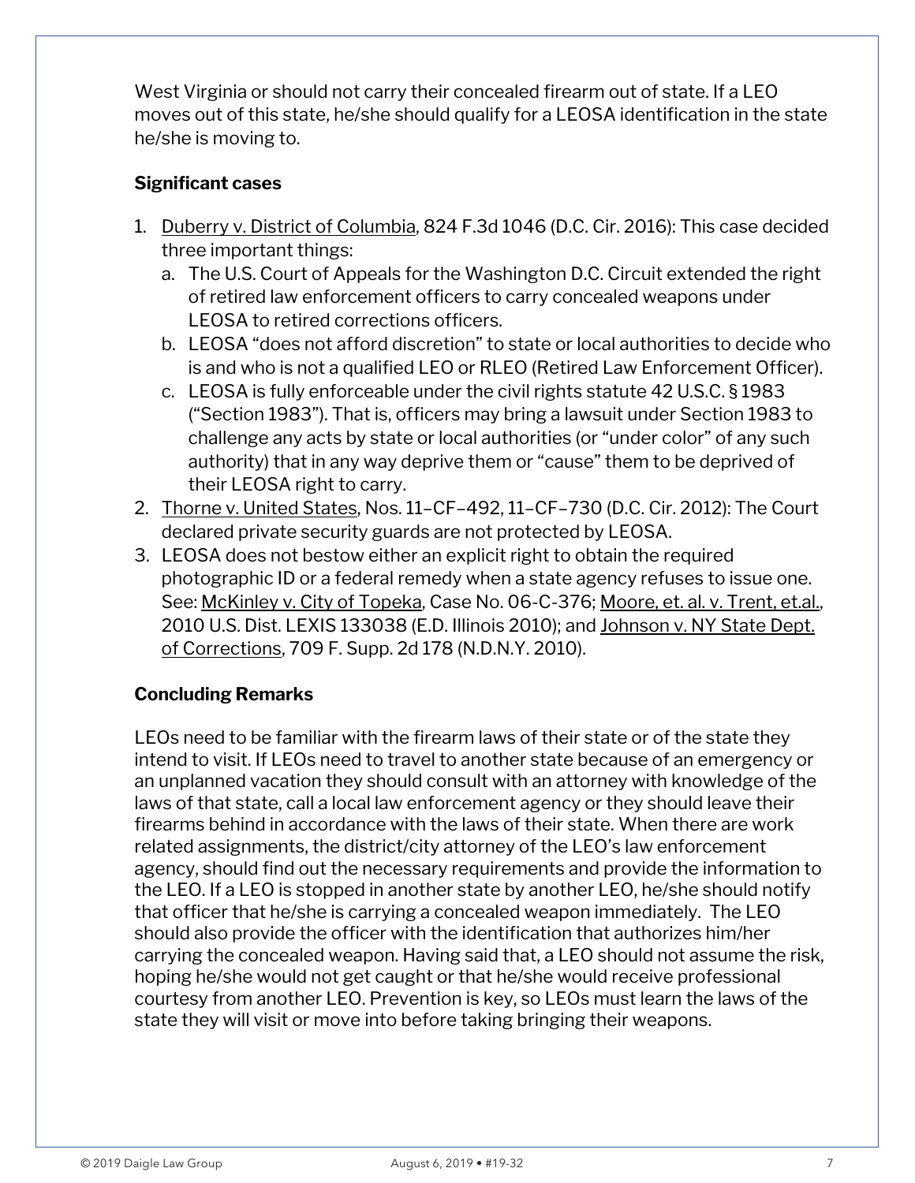West Virginia or should not carry their concealed firearm out of state. If a LEO moves out of this state, he/she should qualify for a LEOSA identification in the state he/she is moving to.

**Significant cases**

1. Duberry v. District of Columbia, 824 F.3d 1046 (D.C. Cir. 2016): This case decided three important things:
   a. The U.S. Court of Appeals for the Washington D.C. Circuit extended the right of retired law enforcement officers to carry concealed weapons under LEOSA to retired corrections officers.
   b. LEOSA "does not afford discretion" to state or local authorities to decide who is and who is not a qualified LEO or RLEO (Retired Law Enforcement Officer).
   c. LEOSA is fully enforceable under the civil rights statute 42 U.S.C. § 1983 ("Section 1983"). That is, officers may bring a lawsuit under Section 1983 to challenge any acts by state or local authorities (or "under color" of any such authority) that in any way deprive them or "cause" them to be deprived of their LEOSA right to carry.
2. Thorne v. United States, Nos. 11–CF–492, 11–CF–730 (D.C. Cir. 2012): The Court declared private security guards are not protected by LEOSA.
3. LEOSA does not bestow either an explicit right to obtain the required photographic ID or a federal remedy when a state agency refuses to issue one. See: McKinley v. City of Topeka, Case No. 06-C-376; Moore, et. al. v. Trent, et.al., 2010 U.S. Dist. LEXIS 133038 (E.D. Illinois 2010); and Johnson v. NY State Dept. of Corrections, 709 F. Supp. 2d 178 (N.D.N.Y. 2010).

**Concluding Remarks**

LEOs need to be familiar with the firearm laws of their state or of the state they intend to visit. If LEOs need to travel to another state because of an emergency or an unplanned vacation they should consult with an attorney with knowledge of the laws of that state, call a local law enforcement agency or they should leave their firearms behind in accordance with the laws of their state. When there are work related assignments, the district/city attorney of the LEO's law enforcement agency, should find out the necessary requirements and provide the information to the LEO. If a LEO is stopped in another state by another LEO, he/she should notify that officer that he/she is carrying a concealed weapon immediately. The LEO should also provide the officer with the identification that authorizes him/her carrying the concealed weapon. Having said that, a LEO should not assume the risk, hoping he/she would not get caught or that he/she would receive professional courtesy from another LEO. Prevention is key, so LEOs must learn the laws of the state they will visit or move into before taking bringing their weapons.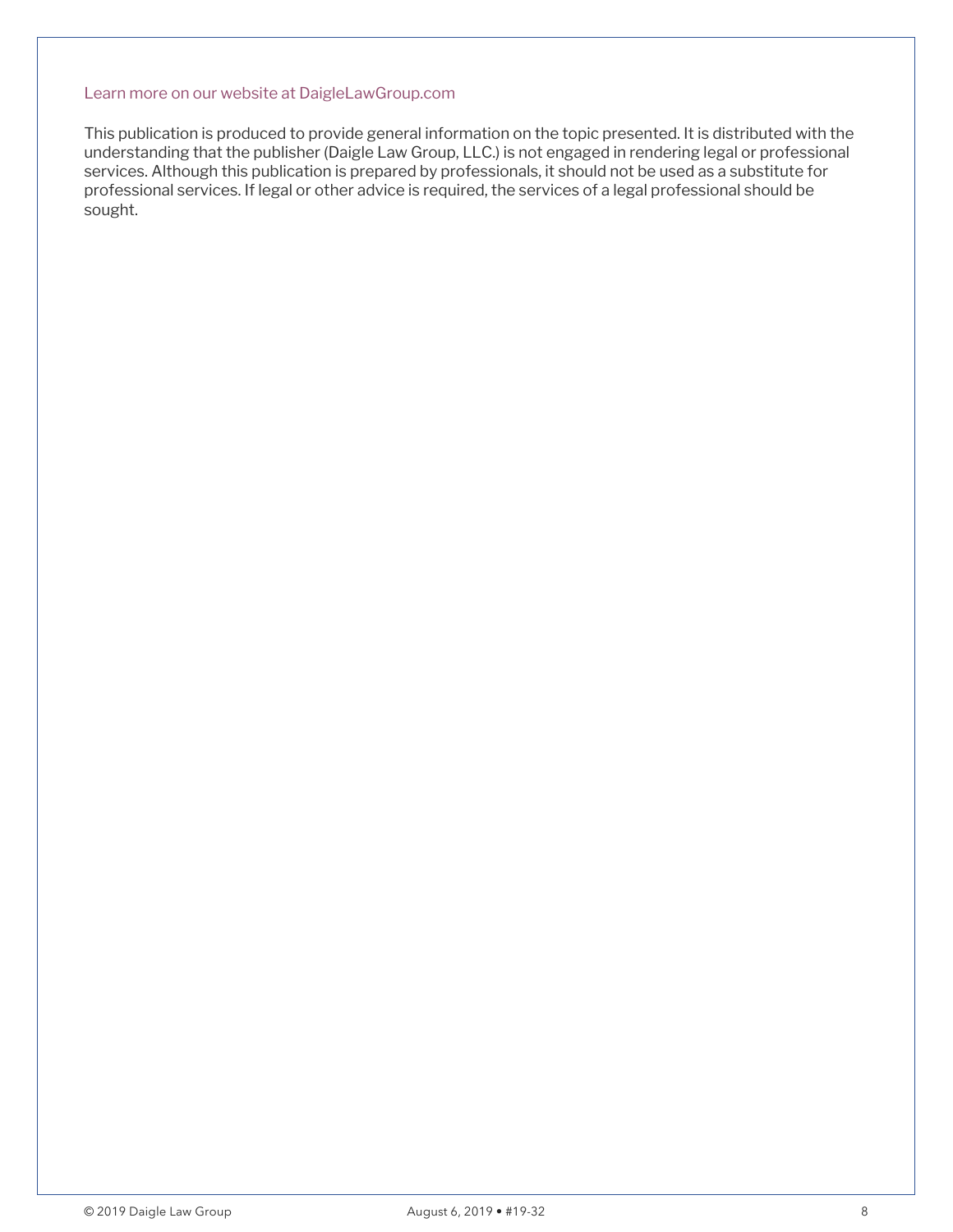Learn more on our website at DaigleLawGroup.com

This publication is produced to provide general information on the topic presented. It is distributed with the understanding that the publisher (Daigle Law Group, LLC.) is not engaged in rendering legal or professional services. Although this publication is prepared by professionals, it should not be used as a substitute for professional services. If legal or other advice is required, the services of a legal professional should be sought.